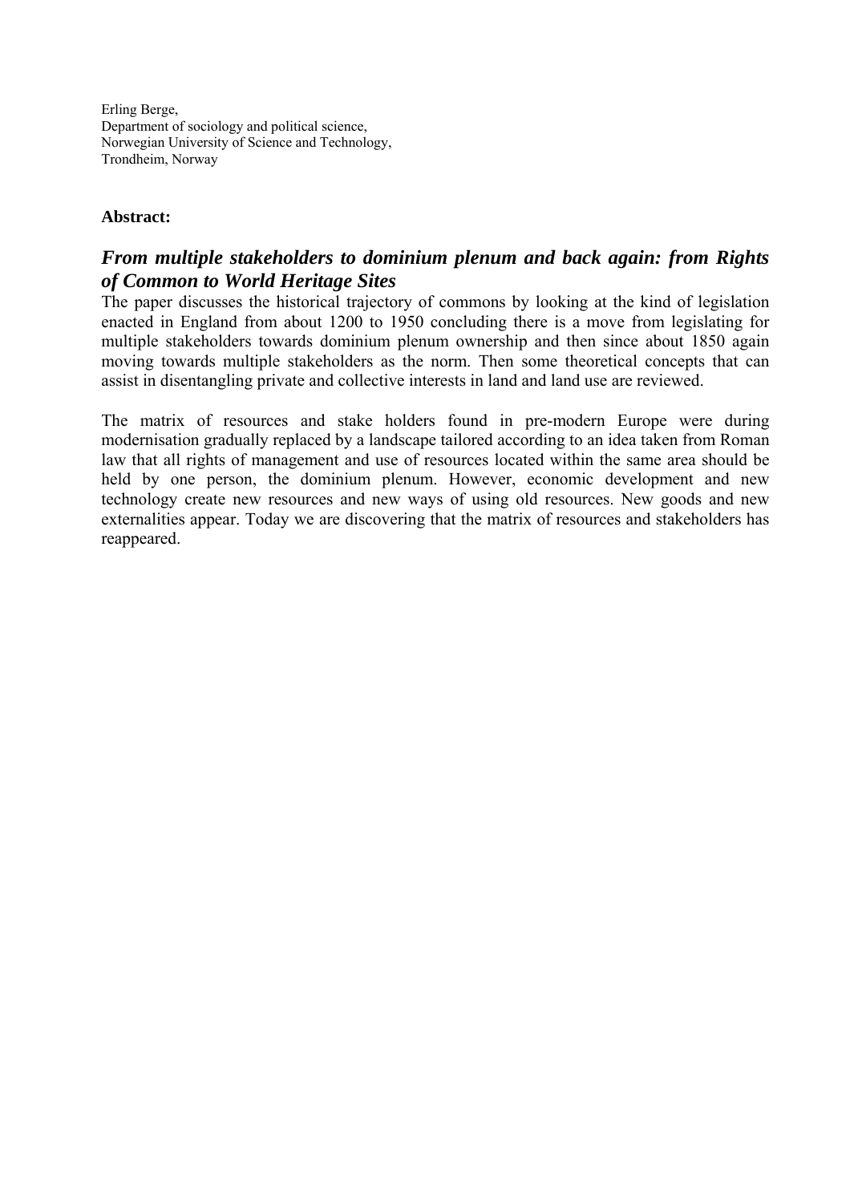Erling Berge,
Department of sociology and political science,
Norwegian University of Science and Technology,
Trondheim, Norway

**Abstract:**

## *From multiple stakeholders to dominium plenum and back again: from Rights of Common to World Heritage Sites*

The paper discusses the historical trajectory of commons by looking at the kind of legislation enacted in England from about 1200 to 1950 concluding there is a move from legislating for multiple stakeholders towards dominium plenum ownership and then since about 1850 again moving towards multiple stakeholders as the norm. Then some theoretical concepts that can assist in disentangling private and collective interests in land and land use are reviewed.

The matrix of resources and stake holders found in pre-modern Europe were during modernisation gradually replaced by a landscape tailored according to an idea taken from Roman law that all rights of management and use of resources located within the same area should be held by one person, the dominium plenum. However, economic development and new technology create new resources and new ways of using old resources. New goods and new externalities appear. Today we are discovering that the matrix of resources and stakeholders has reappeared.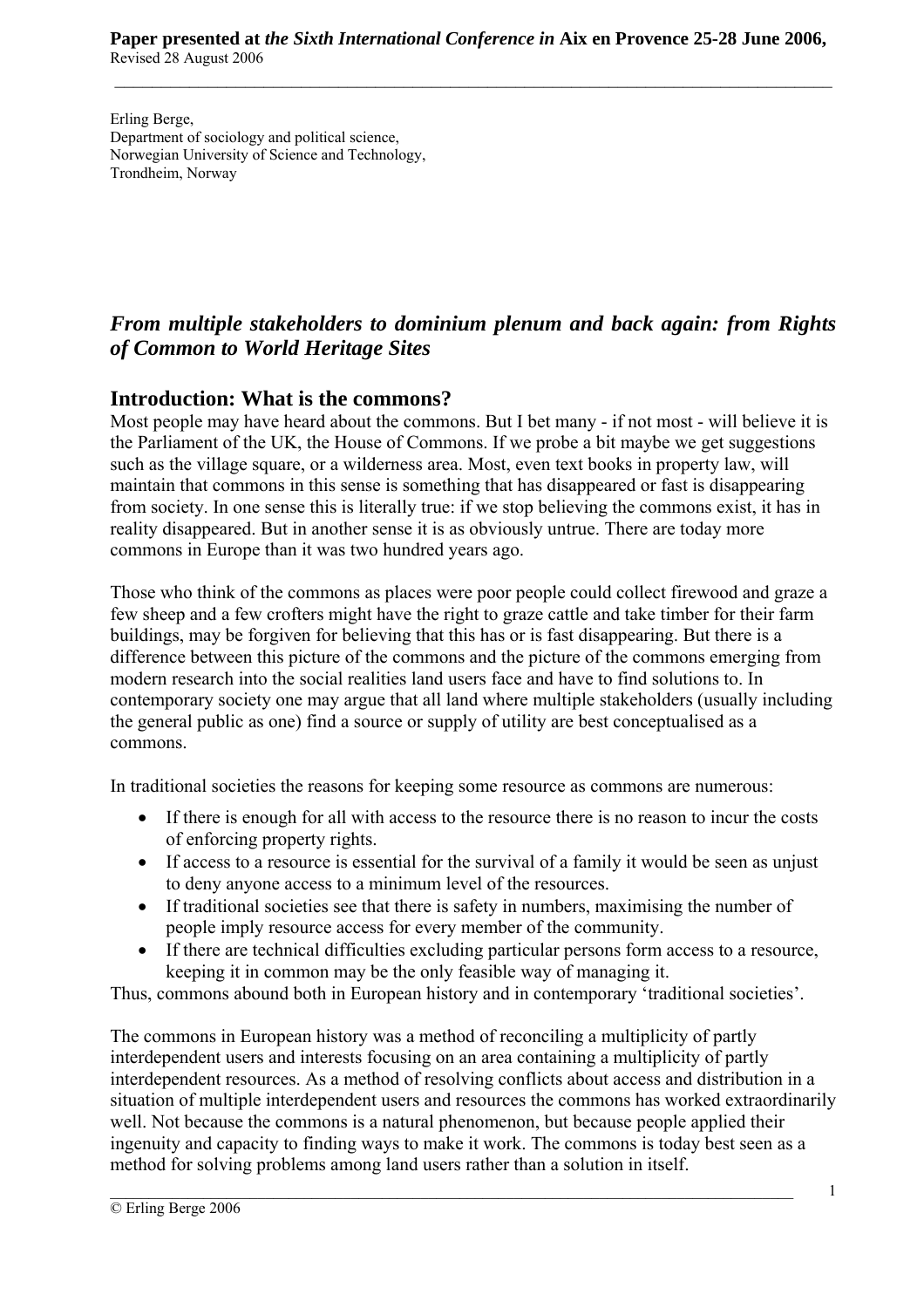Paper presented at *the Sixth International Conference in* **Aix en Provence 25-28 June 2006,**
Revised 28 August 2006

Erling Berge,
Department of sociology and political science,
Norwegian University of Science and Technology,
Trondheim, Norway

# *From multiple stakeholders to dominium plenum and back again: from Rights of Common to World Heritage Sites*

## Introduction: What is the commons?

Most people may have heard about the commons. But I bet many - if not most - will believe it is the Parliament of the UK, the House of Commons. If we probe a bit maybe we get suggestions such as the village square, or a wilderness area. Most, even text books in property law, will maintain that commons in this sense is something that has disappeared or fast is disappearing from society. In one sense this is literally true: if we stop believing the commons exist, it has in reality disappeared. But in another sense it is as obviously untrue. There are today more commons in Europe than it was two hundred years ago.

Those who think of the commons as places were poor people could collect firewood and graze a few sheep and a few crofters might have the right to graze cattle and take timber for their farm buildings, may be forgiven for believing that this has or is fast disappearing. But there is a difference between this picture of the commons and the picture of the commons emerging from modern research into the social realities land users face and have to find solutions to. In contemporary society one may argue that all land where multiple stakeholders (usually including the general public as one) find a source or supply of utility are best conceptualised as a commons.

In traditional societies the reasons for keeping some resource as commons are numerous:

- If there is enough for all with access to the resource there is no reason to incur the costs of enforcing property rights.
- If access to a resource is essential for the survival of a family it would be seen as unjust to deny anyone access to a minimum level of the resources.
- If traditional societies see that there is safety in numbers, maximising the number of people imply resource access for every member of the community.
- If there are technical difficulties excluding particular persons form access to a resource, keeping it in common may be the only feasible way of managing it.

Thus, commons abound both in European history and in contemporary 'traditional societies'.

The commons in European history was a method of reconciling a multiplicity of partly interdependent users and interests focusing on an area containing a multiplicity of partly interdependent resources. As a method of resolving conflicts about access and distribution in a situation of multiple interdependent users and resources the commons has worked extraordinarily well. Not because the commons is a natural phenomenon, but because people applied their ingenuity and capacity to finding ways to make it work. The commons is today best seen as a method for solving problems among land users rather than a solution in itself.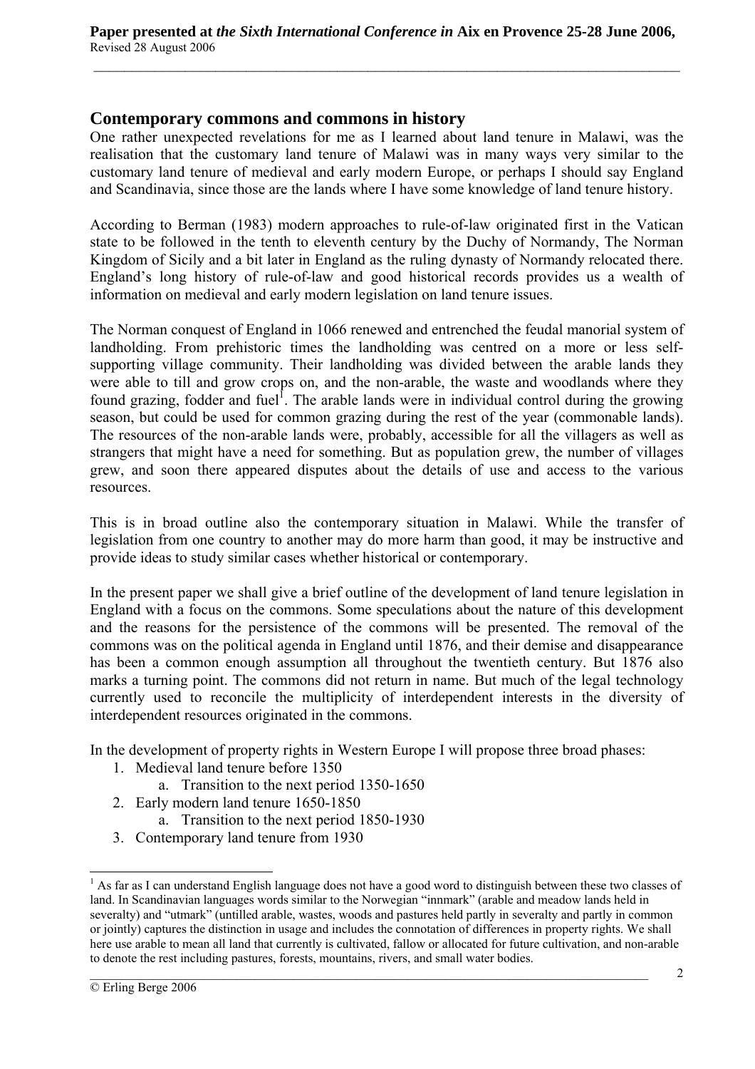## Contemporary commons and commons in history

One rather unexpected revelations for me as I learned about land tenure in Malawi, was the realisation that the customary land tenure of Malawi was in many ways very similar to the customary land tenure of medieval and early modern Europe, or perhaps I should say England and Scandinavia, since those are the lands where I have some knowledge of land tenure history.

According to Berman (1983) modern approaches to rule-of-law originated first in the Vatican state to be followed in the tenth to eleventh century by the Duchy of Normandy, The Norman Kingdom of Sicily and a bit later in England as the ruling dynasty of Normandy relocated there. England's long history of rule-of-law and good historical records provides us a wealth of information on medieval and early modern legislation on land tenure issues.

The Norman conquest of England in 1066 renewed and entrenched the feudal manorial system of landholding. From prehistoric times the landholding was centred on a more or less self-supporting village community. Their landholding was divided between the arable lands they were able to till and grow crops on, and the non-arable, the waste and woodlands where they found grazing, fodder and fuel[1]. The arable lands were in individual control during the growing season, but could be used for common grazing during the rest of the year (commonable lands). The resources of the non-arable lands were, probably, accessible for all the villagers as well as strangers that might have a need for something. But as population grew, the number of villages grew, and soon there appeared disputes about the details of use and access to the various resources.

This is in broad outline also the contemporary situation in Malawi. While the transfer of legislation from one country to another may do more harm than good, it may be instructive and provide ideas to study similar cases whether historical or contemporary.

In the present paper we shall give a brief outline of the development of land tenure legislation in England with a focus on the commons. Some speculations about the nature of this development and the reasons for the persistence of the commons will be presented. The removal of the commons was on the political agenda in England until 1876, and their demise and disappearance has been a common enough assumption all throughout the twentieth century. But 1876 also marks a turning point. The commons did not return in name. But much of the legal technology currently used to reconcile the multiplicity of interdependent interests in the diversity of interdependent resources originated in the commons.

In the development of property rights in Western Europe I will propose three broad phases:

1. Medieval land tenure before 1350
    a. Transition to the next period 1350-1650
2. Early modern land tenure 1650-1850
    a. Transition to the next period 1850-1930
3. Contemporary land tenure from 1930

[1] As far as I can understand English language does not have a good word to distinguish between these two classes of land. In Scandinavian languages words similar to the Norwegian "innmark" (arable and meadow lands held in severalty) and "utmark" (untilled arable, wastes, woods and pastures held partly in severalty and partly in common or jointly) captures the distinction in usage and includes the connotation of differences in property rights. We shall here use arable to mean all land that currently is cultivated, fallow or allocated for future cultivation, and non-arable to denote the rest including pastures, forests, mountains, rivers, and small water bodies.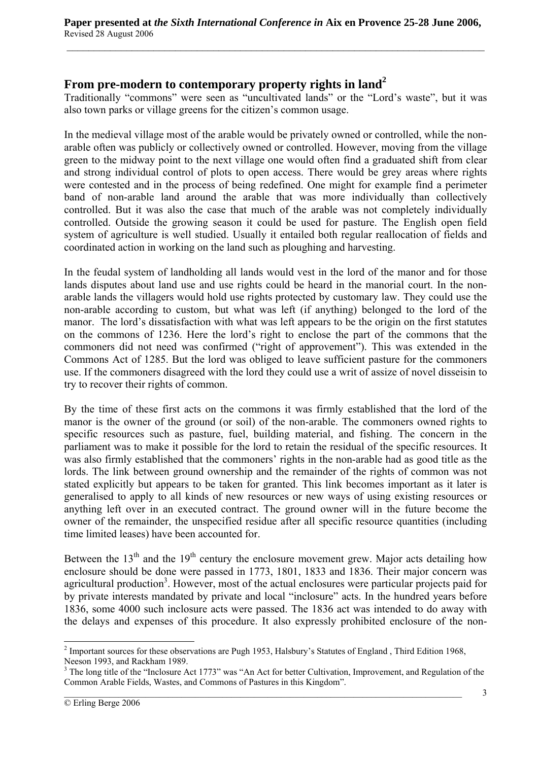## From pre-modern to contemporary property rights in land[2]

Traditionally "commons" were seen as "uncultivated lands" or the "Lord's waste", but it was also town parks or village greens for the citizen's common usage.

In the medieval village most of the arable would be privately owned or controlled, while the non-arable often was publicly or collectively owned or controlled. However, moving from the village green to the midway point to the next village one would often find a graduated shift from clear and strong individual control of plots to open access. There would be grey areas where rights were contested and in the process of being redefined. One might for example find a perimeter band of non-arable land around the arable that was more individually than collectively controlled. But it was also the case that much of the arable was not completely individually controlled. Outside the growing season it could be used for pasture. The English open field system of agriculture is well studied. Usually it entailed both regular reallocation of fields and coordinated action in working on the land such as ploughing and harvesting.

In the feudal system of landholding all lands would vest in the lord of the manor and for those lands disputes about land use and use rights could be heard in the manorial court. In the non-arable lands the villagers would hold use rights protected by customary law. They could use the non-arable according to custom, but what was left (if anything) belonged to the lord of the manor. The lord's dissatisfaction with what was left appears to be the origin on the first statutes on the commons of 1236. Here the lord's right to enclose the part of the commons that the commoners did not need was confirmed ("right of approvement"). This was extended in the Commons Act of 1285. But the lord was obliged to leave sufficient pasture for the commoners use. If the commoners disagreed with the lord they could use a writ of assize of novel disseisin to try to recover their rights of common.

By the time of these first acts on the commons it was firmly established that the lord of the manor is the owner of the ground (or soil) of the non-arable. The commoners owned rights to specific resources such as pasture, fuel, building material, and fishing. The concern in the parliament was to make it possible for the lord to retain the residual of the specific resources. It was also firmly established that the commoners' rights in the non-arable had as good title as the lords. The link between ground ownership and the remainder of the rights of common was not stated explicitly but appears to be taken for granted. This link becomes important as it later is generalised to apply to all kinds of new resources or new ways of using existing resources or anything left over in an executed contract. The ground owner will in the future become the owner of the remainder, the unspecified residue after all specific resource quantities (including time limited leases) have been accounted for.

Between the 13th and the 19th century the enclosure movement grew. Major acts detailing how enclosure should be done were passed in 1773, 1801, 1833 and 1836. Their major concern was agricultural production[3]. However, most of the actual enclosures were particular projects paid for by private interests mandated by private and local "inclosure" acts. In the hundred years before 1836, some 4000 such inclosure acts were passed. The 1836 act was intended to do away with the delays and expenses of this procedure. It also expressly prohibited enclosure of the non-

[2] Important sources for these observations are Pugh 1953, Halsbury's Statutes of England , Third Edition 1968, Neeson 1993, and Rackham 1989.

[3] The long title of the "Inclosure Act 1773" was "An Act for better Cultivation, Improvement, and Regulation of the Common Arable Fields, Wastes, and Commons of Pastures in this Kingdom".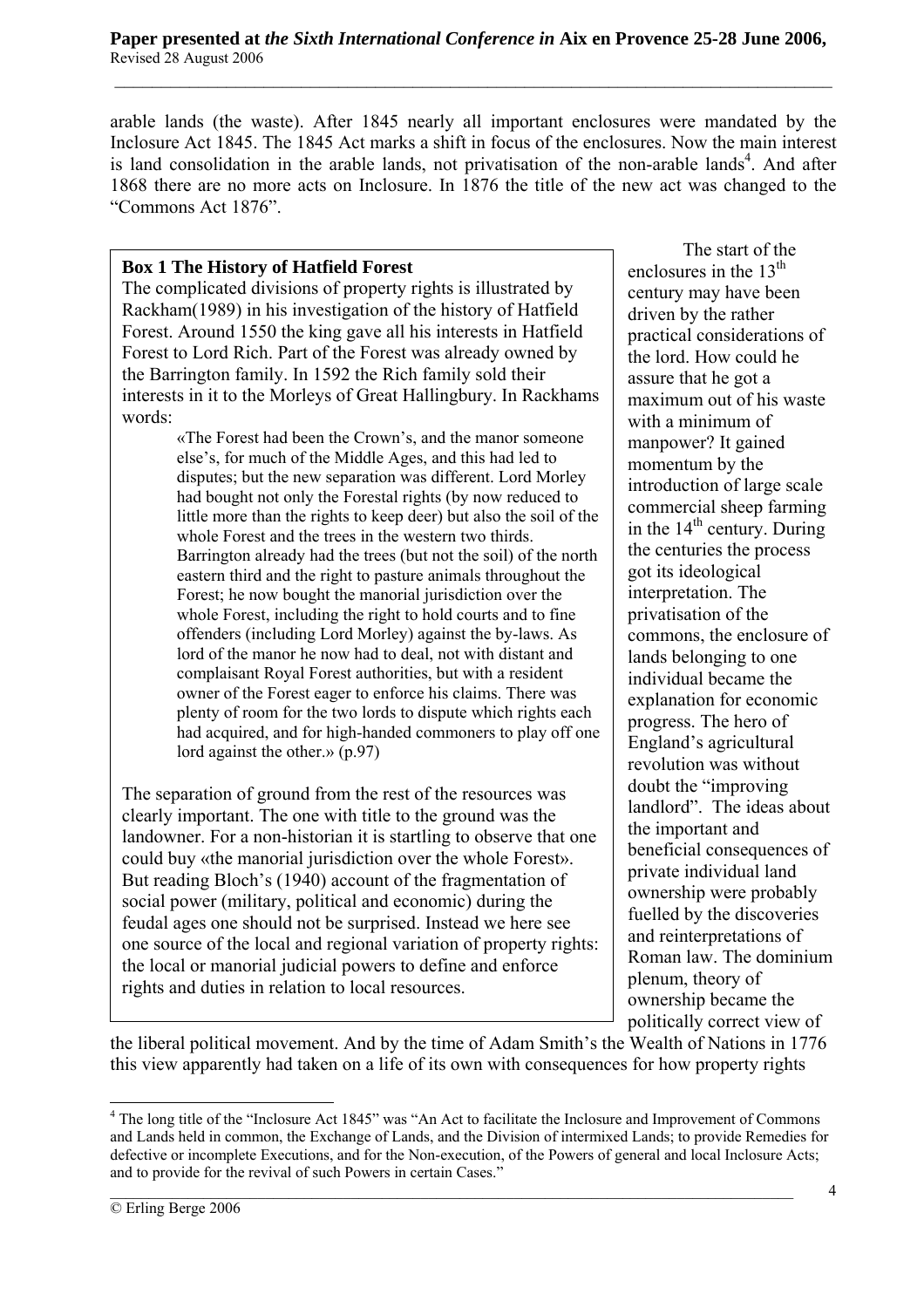arable lands (the waste). After 1845 nearly all important enclosures were mandated by the Inclosure Act 1845. The 1845 Act marks a shift in focus of the enclosures. Now the main interest is land consolidation in the arable lands, not privatisation of the non-arable lands[4]. And after 1868 there are no more acts on Inclosure. In 1876 the title of the new act was changed to the "Commons Act 1876".

> **Box 1 The History of Hatfield Forest**
>
> The complicated divisions of property rights is illustrated by Rackham(1989) in his investigation of the history of Hatfield Forest. Around 1550 the king gave all his interests in Hatfield Forest to Lord Rich. Part of the Forest was already owned by the Barrington family. In 1592 the Rich family sold their interests in it to the Morleys of Great Hallingbury. In Rackhams words:
>
> > «The Forest had been the Crown's, and the manor someone else's, for much of the Middle Ages, and this had led to disputes; but the new separation was different. Lord Morley had bought not only the Forestal rights (by now reduced to little more than the rights to keep deer) but also the soil of the whole Forest and the trees in the western two thirds. Barrington already had the trees (but not the soil) of the north eastern third and the right to pasture animals throughout the Forest; he now bought the manorial jurisdiction over the whole Forest, including the right to hold courts and to fine offenders (including Lord Morley) against the by-laws. As lord of the manor he now had to deal, not with distant and complaisant Royal Forest authorities, but with a resident owner of the Forest eager to enforce his claims. There was plenty of room for the two lords to dispute which rights each had acquired, and for high-handed commoners to play off one lord against the other.» (p.97)
>
> The separation of ground from the rest of the resources was clearly important. The one with title to the ground was the landowner. For a non-historian it is startling to observe that one could buy «the manorial jurisdiction over the whole Forest». But reading Bloch's (1940) account of the fragmentation of social power (military, political and economic) during the feudal ages one should not be surprised. Instead we here see one source of the local and regional variation of property rights: the local or manorial judicial powers to define and enforce rights and duties in relation to local resources.

The start of the enclosures in the 13th century may have been driven by the rather practical considerations of the lord. How could he assure that he got a maximum out of his waste with a minimum of manpower? It gained momentum by the introduction of large scale commercial sheep farming in the 14th century. During the centuries the process got its ideological interpretation. The privatisation of the commons, the enclosure of lands belonging to one individual became the explanation for economic progress. The hero of England's agricultural revolution was without doubt the "improving landlord". The ideas about the important and beneficial consequences of private individual land ownership were probably fuelled by the discoveries and reinterpretations of Roman law. The dominium plenum, theory of ownership became the politically correct view of the liberal political movement. And by the time of Adam Smith's the Wealth of Nations in 1776 this view apparently had taken on a life of its own with consequences for how property rights

[4] The long title of the "Inclosure Act 1845" was "An Act to facilitate the Inclosure and Improvement of Commons and Lands held in common, the Exchange of Lands, and the Division of intermixed Lands; to provide Remedies for defective or incomplete Executions, and for the Non-execution, of the Powers of general and local Inclosure Acts; and to provide for the revival of such Powers in certain Cases."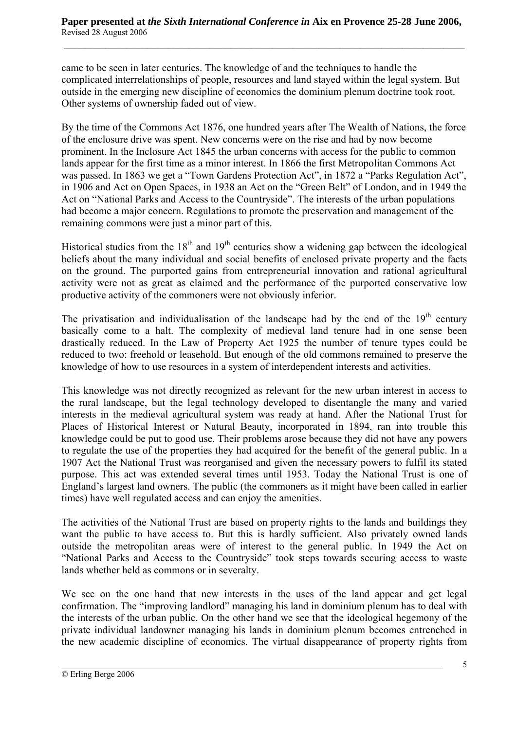came to be seen in later centuries. The knowledge of and the techniques to handle the complicated interrelationships of people, resources and land stayed within the legal system. But outside in the emerging new discipline of economics the dominium plenum doctrine took root. Other systems of ownership faded out of view.

By the time of the Commons Act 1876, one hundred years after The Wealth of Nations, the force of the enclosure drive was spent. New concerns were on the rise and had by now become prominent. In the Inclosure Act 1845 the urban concerns with access for the public to common lands appear for the first time as a minor interest. In 1866 the first Metropolitan Commons Act was passed. In 1863 we get a "Town Gardens Protection Act", in 1872 a "Parks Regulation Act", in 1906 and Act on Open Spaces, in 1938 an Act on the "Green Belt" of London, and in 1949 the Act on "National Parks and Access to the Countryside". The interests of the urban populations had become a major concern. Regulations to promote the preservation and management of the remaining commons were just a minor part of this.

Historical studies from the 18th and 19th centuries show a widening gap between the ideological beliefs about the many individual and social benefits of enclosed private property and the facts on the ground. The purported gains from entrepreneurial innovation and rational agricultural activity were not as great as claimed and the performance of the purported conservative low productive activity of the commoners were not obviously inferior.

The privatisation and individualisation of the landscape had by the end of the 19th century basically come to a halt. The complexity of medieval land tenure had in one sense been drastically reduced. In the Law of Property Act 1925 the number of tenure types could be reduced to two: freehold or leasehold. But enough of the old commons remained to preserve the knowledge of how to use resources in a system of interdependent interests and activities.

This knowledge was not directly recognized as relevant for the new urban interest in access to the rural landscape, but the legal technology developed to disentangle the many and varied interests in the medieval agricultural system was ready at hand. After the National Trust for Places of Historical Interest or Natural Beauty, incorporated in 1894, ran into trouble this knowledge could be put to good use. Their problems arose because they did not have any powers to regulate the use of the properties they had acquired for the benefit of the general public. In a 1907 Act the National Trust was reorganised and given the necessary powers to fulfil its stated purpose. This act was extended several times until 1953. Today the National Trust is one of England's largest land owners. The public (the commoners as it might have been called in earlier times) have well regulated access and can enjoy the amenities.

The activities of the National Trust are based on property rights to the lands and buildings they want the public to have access to. But this is hardly sufficient. Also privately owned lands outside the metropolitan areas were of interest to the general public. In 1949 the Act on "National Parks and Access to the Countryside" took steps towards securing access to waste lands whether held as commons or in severalty.

We see on the one hand that new interests in the uses of the land appear and get legal confirmation. The "improving landlord" managing his land in dominium plenum has to deal with the interests of the urban public. On the other hand we see that the ideological hegemony of the private individual landowner managing his lands in dominium plenum becomes entrenched in the new academic discipline of economics. The virtual disappearance of property rights from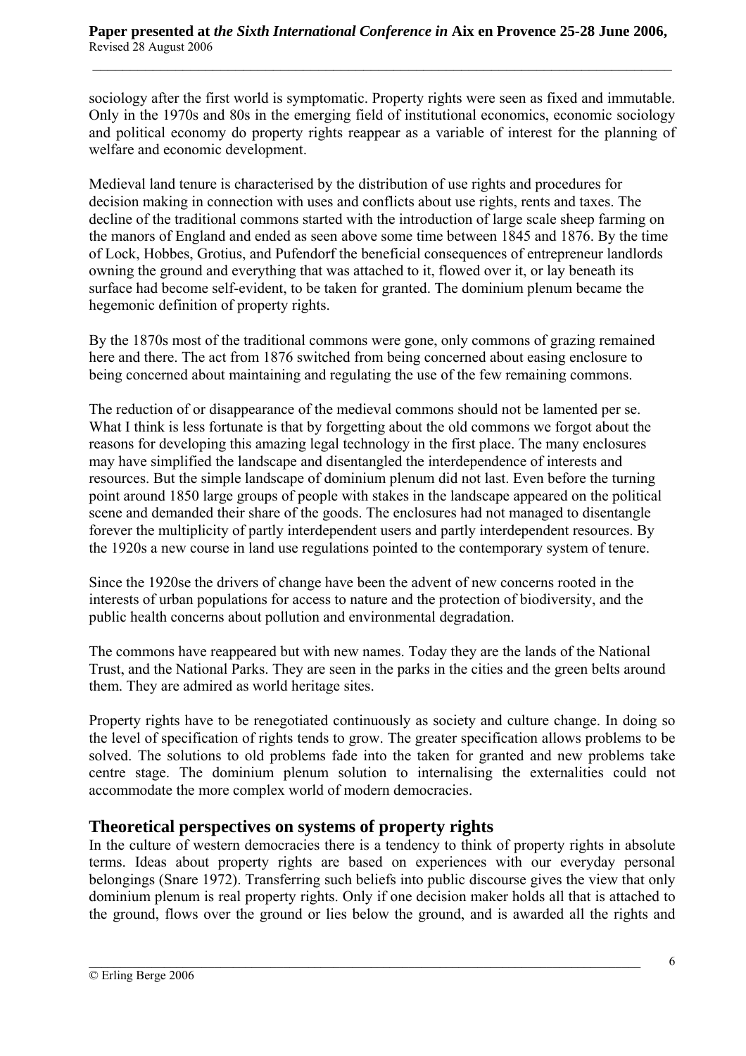sociology after the first world is symptomatic. Property rights were seen as fixed and immutable. Only in the 1970s and 80s in the emerging field of institutional economics, economic sociology and political economy do property rights reappear as a variable of interest for the planning of welfare and economic development.

Medieval land tenure is characterised by the distribution of use rights and procedures for decision making in connection with uses and conflicts about use rights, rents and taxes. The decline of the traditional commons started with the introduction of large scale sheep farming on the manors of England and ended as seen above some time between 1845 and 1876. By the time of Lock, Hobbes, Grotius, and Pufendorf the beneficial consequences of entrepreneur landlords owning the ground and everything that was attached to it, flowed over it, or lay beneath its surface had become self-evident, to be taken for granted. The dominium plenum became the hegemonic definition of property rights.

By the 1870s most of the traditional commons were gone, only commons of grazing remained here and there. The act from 1876 switched from being concerned about easing enclosure to being concerned about maintaining and regulating the use of the few remaining commons.

The reduction of or disappearance of the medieval commons should not be lamented per se. What I think is less fortunate is that by forgetting about the old commons we forgot about the reasons for developing this amazing legal technology in the first place. The many enclosures may have simplified the landscape and disentangled the interdependence of interests and resources. But the simple landscape of dominium plenum did not last. Even before the turning point around 1850 large groups of people with stakes in the landscape appeared on the political scene and demanded their share of the goods. The enclosures had not managed to disentangle forever the multiplicity of partly interdependent users and partly interdependent resources. By the 1920s a new course in land use regulations pointed to the contemporary system of tenure.

Since the 1920se the drivers of change have been the advent of new concerns rooted in the interests of urban populations for access to nature and the protection of biodiversity, and the public health concerns about pollution and environmental degradation.

The commons have reappeared but with new names. Today they are the lands of the National Trust, and the National Parks. They are seen in the parks in the cities and the green belts around them. They are admired as world heritage sites.

Property rights have to be renegotiated continuously as society and culture change. In doing so the level of specification of rights tends to grow. The greater specification allows problems to be solved. The solutions to old problems fade into the taken for granted and new problems take centre stage. The dominium plenum solution to internalising the externalities could not accommodate the more complex world of modern democracies.

## Theoretical perspectives on systems of property rights

In the culture of western democracies there is a tendency to think of property rights in absolute terms. Ideas about property rights are based on experiences with our everyday personal belongings (Snare 1972). Transferring such beliefs into public discourse gives the view that only dominium plenum is real property rights. Only if one decision maker holds all that is attached to the ground, flows over the ground or lies below the ground, and is awarded all the rights and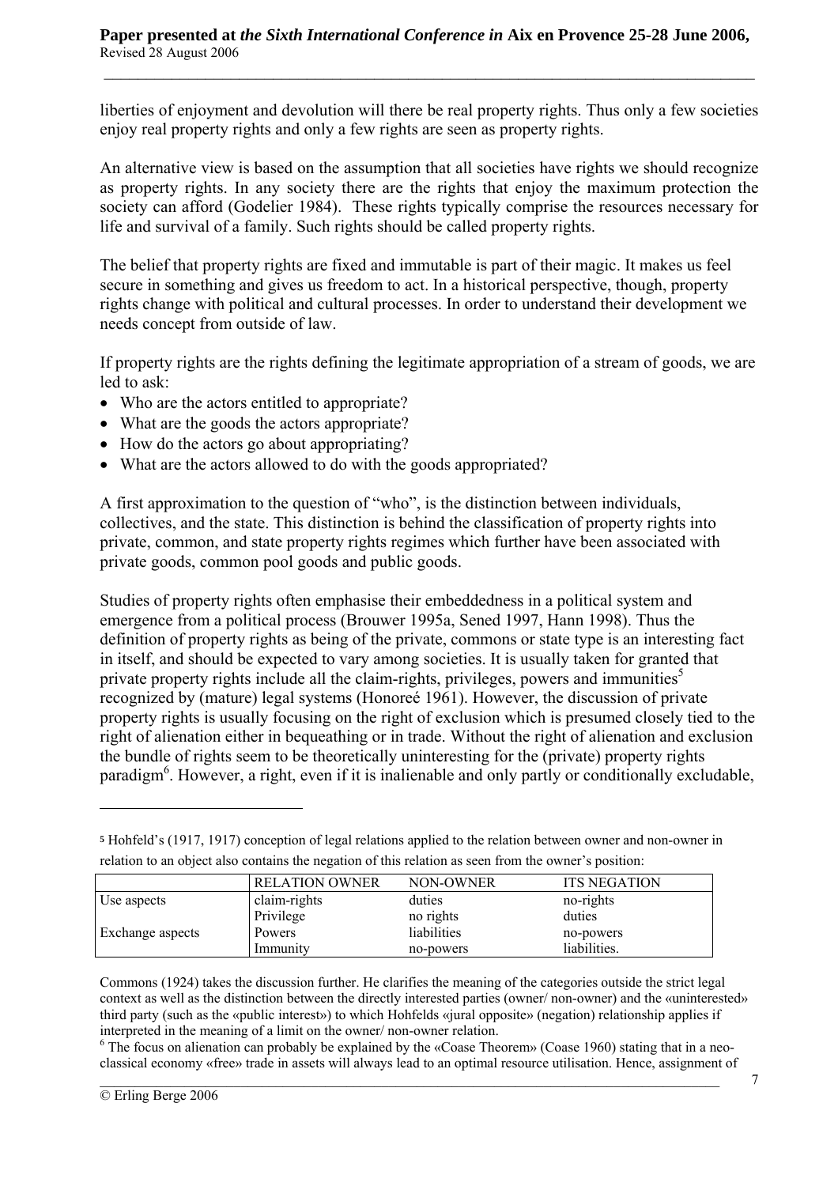liberties of enjoyment and devolution will there be real property rights. Thus only a few societies enjoy real property rights and only a few rights are seen as property rights.

An alternative view is based on the assumption that all societies have rights we should recognize as property rights. In any society there are the rights that enjoy the maximum protection the society can afford (Godelier 1984). These rights typically comprise the resources necessary for life and survival of a family. Such rights should be called property rights.

The belief that property rights are fixed and immutable is part of their magic. It makes us feel secure in something and gives us freedom to act. In a historical perspective, though, property rights change with political and cultural processes. In order to understand their development we needs concept from outside of law.

If property rights are the rights defining the legitimate appropriation of a stream of goods, we are led to ask:

- Who are the actors entitled to appropriate?
- What are the goods the actors appropriate?
- How do the actors go about appropriating?
- What are the actors allowed to do with the goods appropriated?

A first approximation to the question of "who", is the distinction between individuals, collectives, and the state. This distinction is behind the classification of property rights into private, common, and state property rights regimes which further have been associated with private goods, common pool goods and public goods.

Studies of property rights often emphasise their embeddedness in a political system and emergence from a political process (Brouwer 1995a, Sened 1997, Hann 1998). Thus the definition of property rights as being of the private, commons or state type is an interesting fact in itself, and should be expected to vary among societies. It is usually taken for granted that private property rights include all the claim-rights, privileges, powers and immunities[5] recognized by (mature) legal systems (Honoreé 1961). However, the discussion of private property rights is usually focusing on the right of exclusion which is presumed closely tied to the right of alienation either in bequeathing or in trade. Without the right of alienation and exclusion the bundle of rights seem to be theoretically uninteresting for the (private) property rights paradigm[6]. However, a right, even if it is inalienable and only partly or conditionally excludable,

---

[5] Hohfeld's (1917, 1917) conception of legal relations applied to the relation between owner and non-owner in relation to an object also contains the negation of this relation as seen from the owner's position:

| | RELATION OWNER | NON-OWNER | ITS NEGATION |
|---|---|---|---|
| Use aspects | claim-rights | duties | no-rights |
| | Privilege | no rights | duties |
| Exchange aspects | Powers | liabilities | no-powers |
| | Immunity | no-powers | liabilities. |

Commons (1924) takes the discussion further. He clarifies the meaning of the categories outside the strict legal context as well as the distinction between the directly interested parties (owner/ non-owner) and the «uninterested» third party (such as the «public interest») to which Hohfelds «jural opposite» (negation) relationship applies if interpreted in the meaning of a limit on the owner/ non-owner relation.

[6] The focus on alienation can probably be explained by the «Coase Theorem» (Coase 1960) stating that in a neo-classical economy «free» trade in assets will always lead to an optimal resource utilisation. Hence, assignment of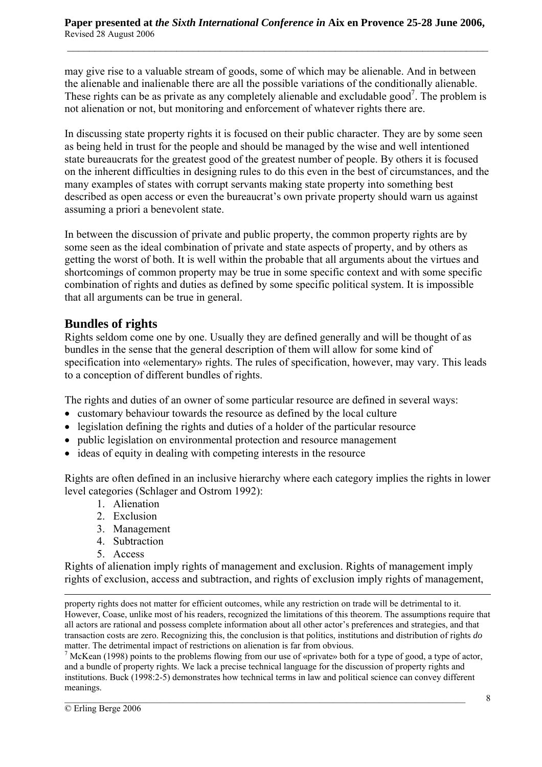may give rise to a valuable stream of goods, some of which may be alienable. And in between the alienable and inalienable there are all the possible variations of the conditionally alienable. These rights can be as private as any completely alienable and excludable good[7]. The problem is not alienation or not, but monitoring and enforcement of whatever rights there are.

In discussing state property rights it is focused on their public character. They are by some seen as being held in trust for the people and should be managed by the wise and well intentioned state bureaucrats for the greatest good of the greatest number of people. By others it is focused on the inherent difficulties in designing rules to do this even in the best of circumstances, and the many examples of states with corrupt servants making state property into something best described as open access or even the bureaucrat's own private property should warn us against assuming a priori a benevolent state.

In between the discussion of private and public property, the common property rights are by some seen as the ideal combination of private and state aspects of property, and by others as getting the worst of both. It is well within the probable that all arguments about the virtues and shortcomings of common property may be true in some specific context and with some specific combination of rights and duties as defined by some specific political system. It is impossible that all arguments can be true in general.

## Bundles of rights

Rights seldom come one by one. Usually they are defined generally and will be thought of as bundles in the sense that the general description of them will allow for some kind of specification into «elementary» rights. The rules of specification, however, may vary. This leads to a conception of different bundles of rights.

The rights and duties of an owner of some particular resource are defined in several ways:

- customary behaviour towards the resource as defined by the local culture
- legislation defining the rights and duties of a holder of the particular resource
- public legislation on environmental protection and resource management
- ideas of equity in dealing with competing interests in the resource

Rights are often defined in an inclusive hierarchy where each category implies the rights in lower level categories (Schlager and Ostrom 1992):

1. Alienation
2. Exclusion
3. Management
4. Subtraction
5. Access

Rights of alienation imply rights of management and exclusion. Rights of management imply rights of exclusion, access and subtraction, and rights of exclusion imply rights of management,

---

property rights does not matter for efficient outcomes, while any restriction on trade will be detrimental to it. However, Coase, unlike most of his readers, recognized the limitations of this theorem. The assumptions require that all actors are rational and possess complete information about all other actor's preferences and strategies, and that transaction costs are zero. Recognizing this, the conclusion is that politics, institutions and distribution of rights *do* matter. The detrimental impact of restrictions on alienation is far from obvious.

[7] McKean (1998) points to the problems flowing from our use of «private» both for a type of good, a type of actor, and a bundle of property rights. We lack a precise technical language for the discussion of property rights and institutions. Buck (1998:2-5) demonstrates how technical terms in law and political science can convey different meanings.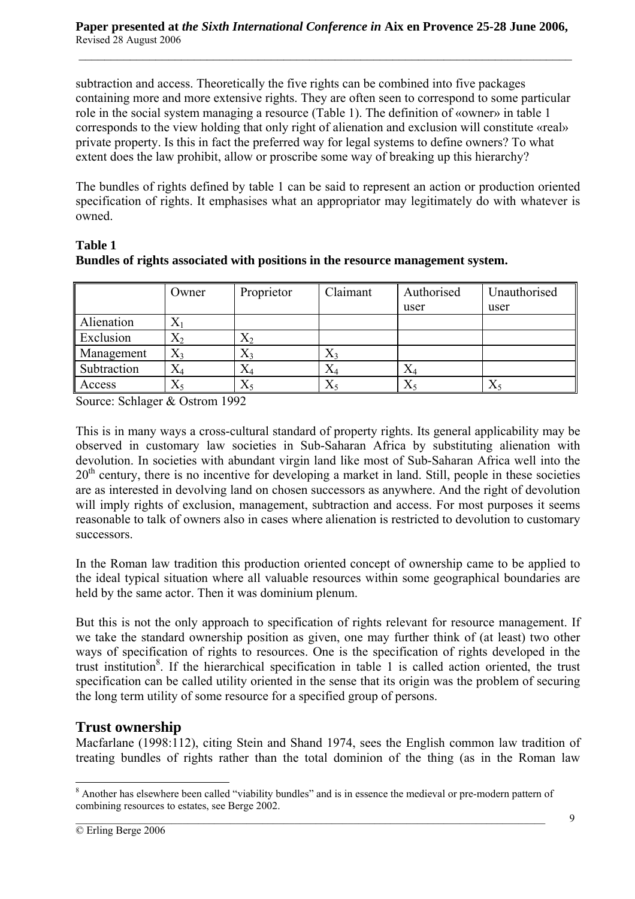subtraction and access. Theoretically the five rights can be combined into five packages containing more and more extensive rights. They are often seen to correspond to some particular role in the social system managing a resource (Table 1). The definition of «owner» in table 1 corresponds to the view holding that only right of alienation and exclusion will constitute «real» private property. Is this in fact the preferred way for legal systems to define owners? To what extent does the law prohibit, allow or proscribe some way of breaking up this hierarchy?

The bundles of rights defined by table 1 can be said to represent an action or production oriented specification of rights. It emphasises what an appropriator may legitimately do with whatever is owned.

**Table 1**
**Bundles of rights associated with positions in the resource management system.**

| | Owner | Proprietor | Claimant | Authorised user | Unauthorised user |
|---|---|---|---|---|---|
| Alienation | $X_1$ | | | | |
| Exclusion | $X_2$ | $X_2$ | | | |
| Management | $X_3$ | $X_3$ | $X_3$ | | |
| Subtraction | $X_4$ | $X_4$ | $X_4$ | $X_4$ | |
| Access | $X_5$ | $X_5$ | $X_5$ | $X_5$ | $X_5$ |

Source: Schlager & Ostrom 1992

This is in many ways a cross-cultural standard of property rights. Its general applicability may be observed in customary law societies in Sub-Saharan Africa by substituting alienation with devolution. In societies with abundant virgin land like most of Sub-Saharan Africa well into the 20th century, there is no incentive for developing a market in land. Still, people in these societies are as interested in devolving land on chosen successors as anywhere. And the right of devolution will imply rights of exclusion, management, subtraction and access. For most purposes it seems reasonable to talk of owners also in cases where alienation is restricted to devolution to customary successors.

In the Roman law tradition this production oriented concept of ownership came to be applied to the ideal typical situation where all valuable resources within some geographical boundaries are held by the same actor. Then it was dominium plenum.

But this is not the only approach to specification of rights relevant for resource management. If we take the standard ownership position as given, one may further think of (at least) two other ways of specification of rights to resources. One is the specification of rights developed in the trust institution[8]. If the hierarchical specification in table 1 is called action oriented, the trust specification can be called utility oriented in the sense that its origin was the problem of securing the long term utility of some resource for a specified group of persons.

## Trust ownership

Macfarlane (1998:112), citing Stein and Shand 1974, sees the English common law tradition of treating bundles of rights rather than the total dominion of the thing (as in the Roman law

---

[8] Another has elsewhere been called "viability bundles" and is in essence the medieval or pre-modern pattern of combining resources to estates, see Berge 2002.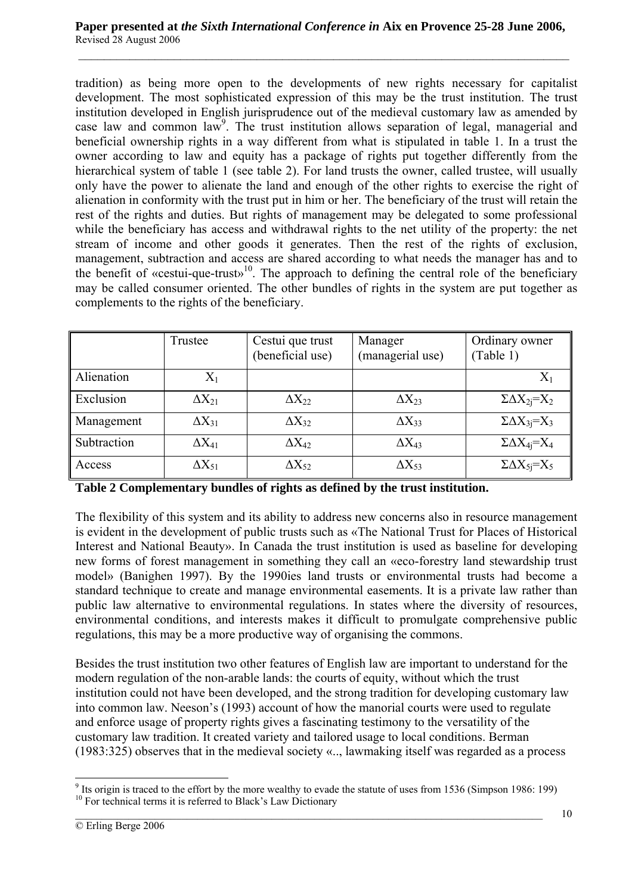tradition) as being more open to the developments of new rights necessary for capitalist development. The most sophisticated expression of this may be the trust institution. The trust institution developed in English jurisprudence out of the medieval customary law as amended by case law and common law[9]. The trust institution allows separation of legal, managerial and beneficial ownership rights in a way different from what is stipulated in table 1. In a trust the owner according to law and equity has a package of rights put together differently from the hierarchical system of table 1 (see table 2). For land trusts the owner, called trustee, will usually only have the power to alienate the land and enough of the other rights to exercise the right of alienation in conformity with the trust put in him or her. The beneficiary of the trust will retain the rest of the rights and duties. But rights of management may be delegated to some professional while the beneficiary has access and withdrawal rights to the net utility of the property: the net stream of income and other goods it generates. Then the rest of the rights of exclusion, management, subtraction and access are shared according to what needs the manager has and to the benefit of «cestui-que-trust»[10]. The approach to defining the central role of the beneficiary may be called consumer oriented. The other bundles of rights in the system are put together as complements to the rights of the beneficiary.

| | Trustee | Cestui que trust (beneficial use) | Manager (managerial use) | Ordinary owner (Table 1) |
|---|---|---|---|---|
| Alienation | $X_1$ | | | $X_1$ |
| Exclusion | $\Delta X_{21}$ | $\Delta X_{22}$ | $\Delta X_{23}$ | $\Sigma \Delta X_{2j} = X_2$ |
| Management | $\Delta X_{31}$ | $\Delta X_{32}$ | $\Delta X_{33}$ | $\Sigma \Delta X_{3j} = X_3$ |
| Subtraction | $\Delta X_{41}$ | $\Delta X_{42}$ | $\Delta X_{43}$ | $\Sigma \Delta X_{4j} = X_4$ |
| Access | $\Delta X_{51}$ | $\Delta X_{52}$ | $\Delta X_{53}$ | $\Sigma \Delta X_{5j} = X_5$ |

**Table 2 Complementary bundles of rights as defined by the trust institution.**

The flexibility of this system and its ability to address new concerns also in resource management is evident in the development of public trusts such as «The National Trust for Places of Historical Interest and National Beauty». In Canada the trust institution is used as baseline for developing new forms of forest management in something they call an «eco-forestry land stewardship trust model» (Banighen 1997). By the 1990ies land trusts or environmental trusts had become a standard technique to create and manage environmental easements. It is a private law rather than public law alternative to environmental regulations. In states where the diversity of resources, environmental conditions, and interests makes it difficult to promulgate comprehensive public regulations, this may be a more productive way of organising the commons.

Besides the trust institution two other features of English law are important to understand for the modern regulation of the non-arable lands: the courts of equity, without which the trust institution could not have been developed, and the strong tradition for developing customary law into common law. Neeson's (1993) account of how the manorial courts were used to regulate and enforce usage of property rights gives a fascinating testimony to the versatility of the customary law tradition. It created variety and tailored usage to local conditions. Berman (1983:325) observes that in the medieval society «.., lawmaking itself was regarded as a process

[9] Its origin is traced to the effort by the more wealthy to evade the statute of uses from 1536 (Simpson 1986: 199)

[10] For technical terms it is referred to Black's Law Dictionary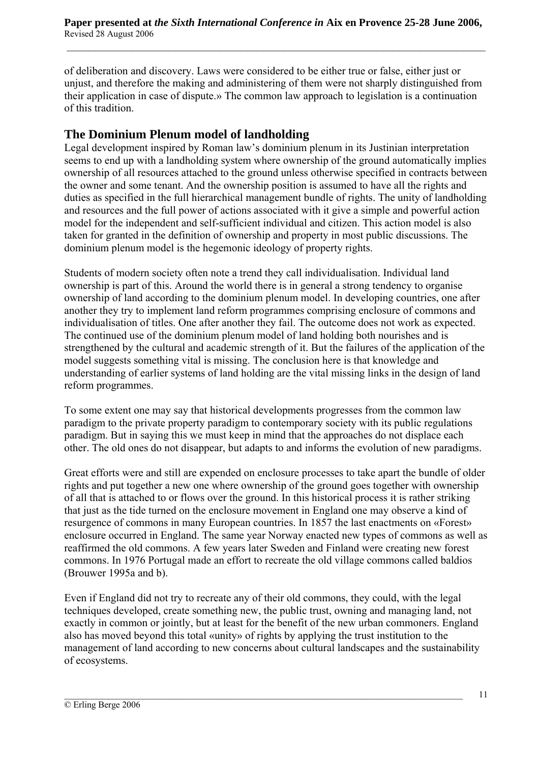of deliberation and discovery. Laws were considered to be either true or false, either just or unjust, and therefore the making and administering of them were not sharply distinguished from their application in case of dispute.» The common law approach to legislation is a continuation of this tradition.

## The Dominium Plenum model of landholding

Legal development inspired by Roman law's dominium plenum in its Justinian interpretation seems to end up with a landholding system where ownership of the ground automatically implies ownership of all resources attached to the ground unless otherwise specified in contracts between the owner and some tenant. And the ownership position is assumed to have all the rights and duties as specified in the full hierarchical management bundle of rights. The unity of landholding and resources and the full power of actions associated with it give a simple and powerful action model for the independent and self-sufficient individual and citizen. This action model is also taken for granted in the definition of ownership and property in most public discussions. The dominium plenum model is the hegemonic ideology of property rights.

Students of modern society often note a trend they call individualisation. Individual land ownership is part of this. Around the world there is in general a strong tendency to organise ownership of land according to the dominium plenum model. In developing countries, one after another they try to implement land reform programmes comprising enclosure of commons and individualisation of titles. One after another they fail. The outcome does not work as expected. The continued use of the dominium plenum model of land holding both nourishes and is strengthened by the cultural and academic strength of it. But the failures of the application of the model suggests something vital is missing. The conclusion here is that knowledge and understanding of earlier systems of land holding are the vital missing links in the design of land reform programmes.

To some extent one may say that historical developments progresses from the common law paradigm to the private property paradigm to contemporary society with its public regulations paradigm. But in saying this we must keep in mind that the approaches do not displace each other. The old ones do not disappear, but adapts to and informs the evolution of new paradigms.

Great efforts were and still are expended on enclosure processes to take apart the bundle of older rights and put together a new one where ownership of the ground goes together with ownership of all that is attached to or flows over the ground. In this historical process it is rather striking that just as the tide turned on the enclosure movement in England one may observe a kind of resurgence of commons in many European countries. In 1857 the last enactments on «Forest» enclosure occurred in England. The same year Norway enacted new types of commons as well as reaffirmed the old commons. A few years later Sweden and Finland were creating new forest commons. In 1976 Portugal made an effort to recreate the old village commons called baldios (Brouwer 1995a and b).

Even if England did not try to recreate any of their old commons, they could, with the legal techniques developed, create something new, the public trust, owning and managing land, not exactly in common or jointly, but at least for the benefit of the new urban commoners. England also has moved beyond this total «unity» of rights by applying the trust institution to the management of land according to new concerns about cultural landscapes and the sustainability of ecosystems.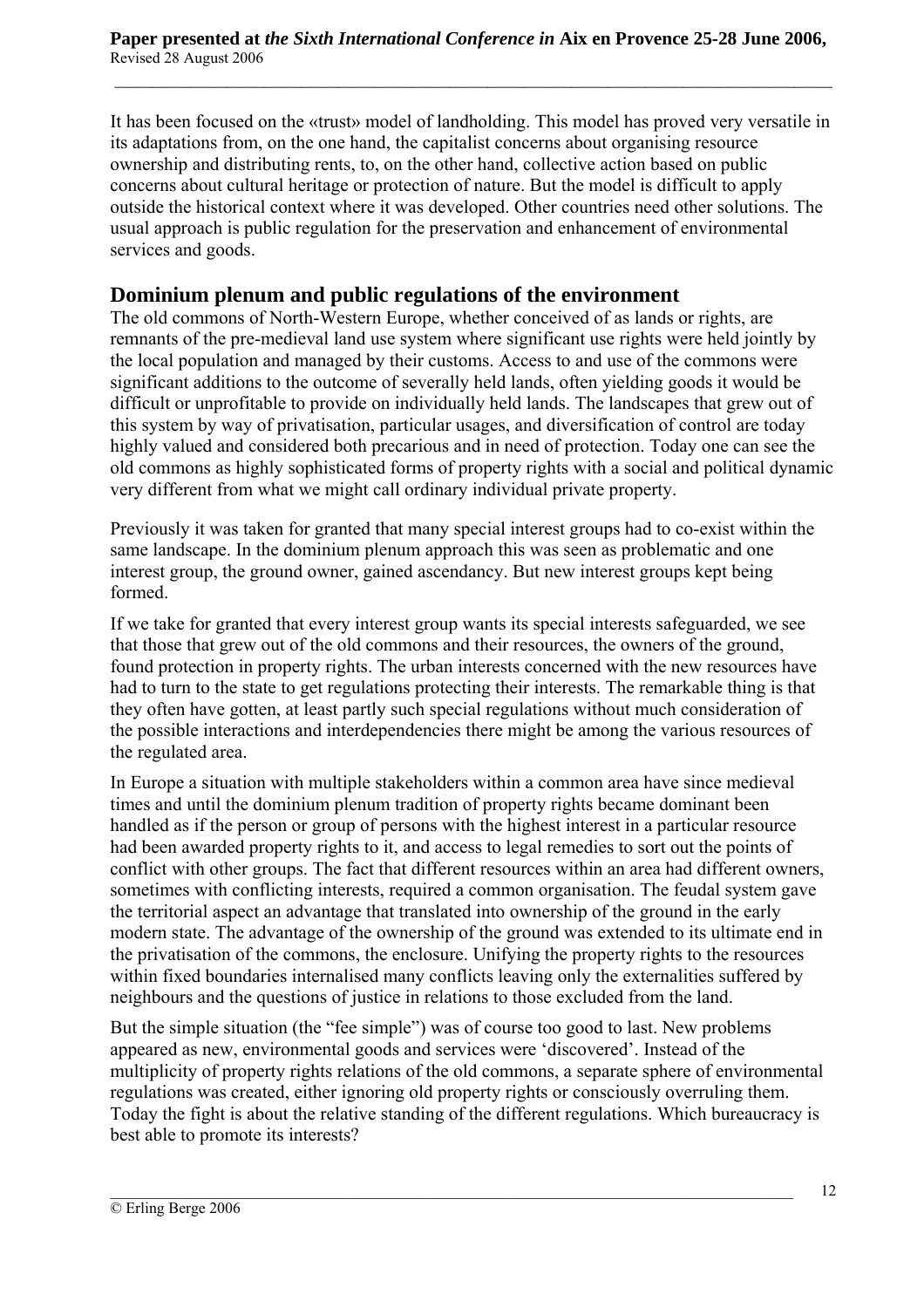It has been focused on the «trust» model of landholding. This model has proved very versatile in its adaptations from, on the one hand, the capitalist concerns about organising resource ownership and distributing rents, to, on the other hand, collective action based on public concerns about cultural heritage or protection of nature. But the model is difficult to apply outside the historical context where it was developed. Other countries need other solutions. The usual approach is public regulation for the preservation and enhancement of environmental services and goods.

## Dominium plenum and public regulations of the environment

The old commons of North-Western Europe, whether conceived of as lands or rights, are remnants of the pre-medieval land use system where significant use rights were held jointly by the local population and managed by their customs. Access to and use of the commons were significant additions to the outcome of severally held lands, often yielding goods it would be difficult or unprofitable to provide on individually held lands. The landscapes that grew out of this system by way of privatisation, particular usages, and diversification of control are today highly valued and considered both precarious and in need of protection. Today one can see the old commons as highly sophisticated forms of property rights with a social and political dynamic very different from what we might call ordinary individual private property.

Previously it was taken for granted that many special interest groups had to co-exist within the same landscape. In the dominium plenum approach this was seen as problematic and one interest group, the ground owner, gained ascendancy. But new interest groups kept being formed.

If we take for granted that every interest group wants its special interests safeguarded, we see that those that grew out of the old commons and their resources, the owners of the ground, found protection in property rights. The urban interests concerned with the new resources have had to turn to the state to get regulations protecting their interests. The remarkable thing is that they often have gotten, at least partly such special regulations without much consideration of the possible interactions and interdependencies there might be among the various resources of the regulated area.

In Europe a situation with multiple stakeholders within a common area have since medieval times and until the dominium plenum tradition of property rights became dominant been handled as if the person or group of persons with the highest interest in a particular resource had been awarded property rights to it, and access to legal remedies to sort out the points of conflict with other groups. The fact that different resources within an area had different owners, sometimes with conflicting interests, required a common organisation. The feudal system gave the territorial aspect an advantage that translated into ownership of the ground in the early modern state. The advantage of the ownership of the ground was extended to its ultimate end in the privatisation of the commons, the enclosure. Unifying the property rights to the resources within fixed boundaries internalised many conflicts leaving only the externalities suffered by neighbours and the questions of justice in relations to those excluded from the land.

But the simple situation (the "fee simple") was of course too good to last. New problems appeared as new, environmental goods and services were 'discovered'. Instead of the multiplicity of property rights relations of the old commons, a separate sphere of environmental regulations was created, either ignoring old property rights or consciously overruling them. Today the fight is about the relative standing of the different regulations. Which bureaucracy is best able to promote its interests?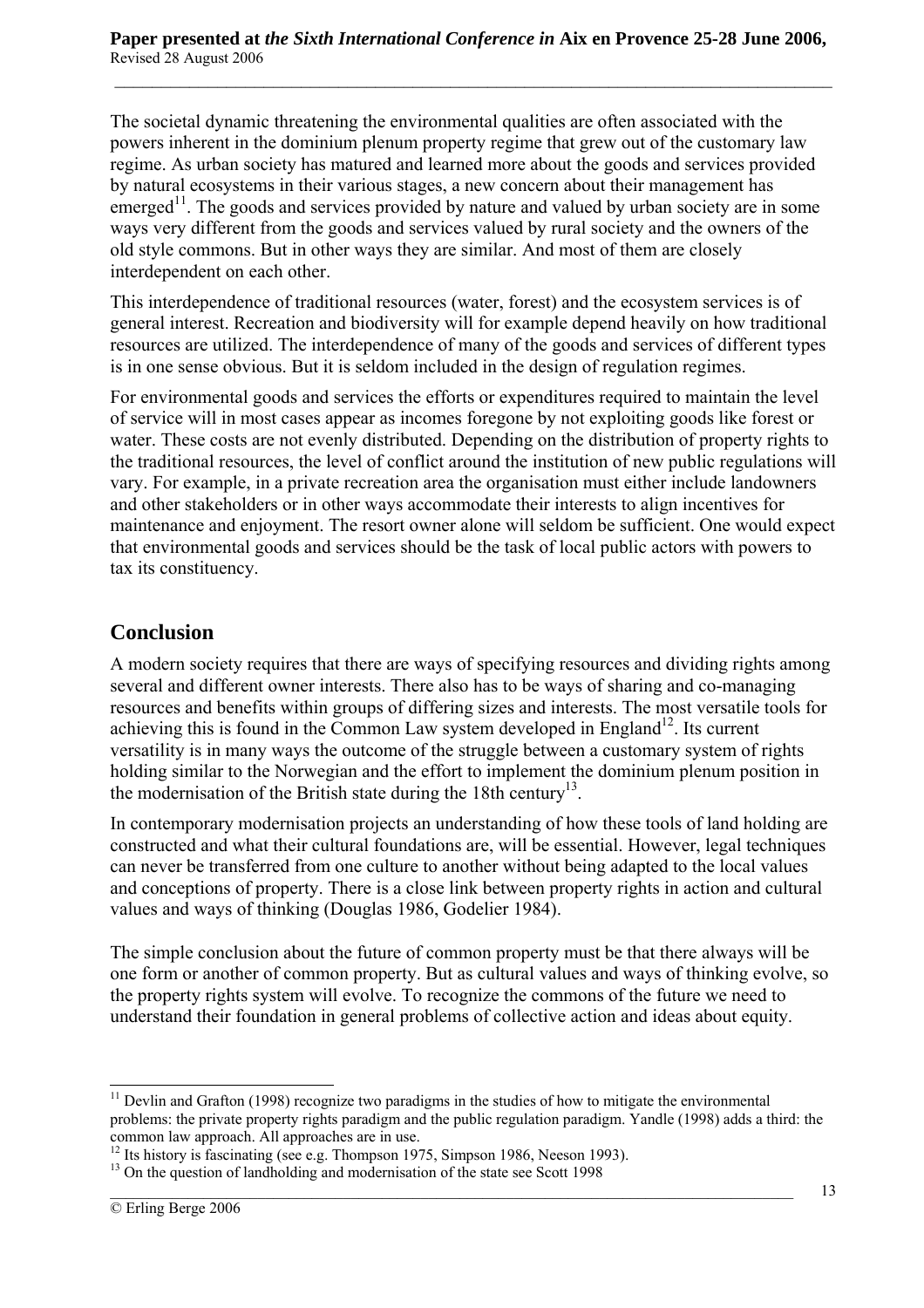The societal dynamic threatening the environmental qualities are often associated with the powers inherent in the dominium plenum property regime that grew out of the customary law regime. As urban society has matured and learned more about the goods and services provided by natural ecosystems in their various stages, a new concern about their management has emerged[11]. The goods and services provided by nature and valued by urban society are in some ways very different from the goods and services valued by rural society and the owners of the old style commons. But in other ways they are similar. And most of them are closely interdependent on each other.

This interdependence of traditional resources (water, forest) and the ecosystem services is of general interest. Recreation and biodiversity will for example depend heavily on how traditional resources are utilized. The interdependence of many of the goods and services of different types is in one sense obvious. But it is seldom included in the design of regulation regimes.

For environmental goods and services the efforts or expenditures required to maintain the level of service will in most cases appear as incomes foregone by not exploiting goods like forest or water. These costs are not evenly distributed. Depending on the distribution of property rights to the traditional resources, the level of conflict around the institution of new public regulations will vary. For example, in a private recreation area the organisation must either include landowners and other stakeholders or in other ways accommodate their interests to align incentives for maintenance and enjoyment. The resort owner alone will seldom be sufficient. One would expect that environmental goods and services should be the task of local public actors with powers to tax its constituency.

## Conclusion

A modern society requires that there are ways of specifying resources and dividing rights among several and different owner interests. There also has to be ways of sharing and co-managing resources and benefits within groups of differing sizes and interests. The most versatile tools for achieving this is found in the Common Law system developed in England[12]. Its current versatility is in many ways the outcome of the struggle between a customary system of rights holding similar to the Norwegian and the effort to implement the dominium plenum position in the modernisation of the British state during the 18th century[13].

In contemporary modernisation projects an understanding of how these tools of land holding are constructed and what their cultural foundations are, will be essential. However, legal techniques can never be transferred from one culture to another without being adapted to the local values and conceptions of property. There is a close link between property rights in action and cultural values and ways of thinking (Douglas 1986, Godelier 1984).

The simple conclusion about the future of common property must be that there always will be one form or another of common property. But as cultural values and ways of thinking evolve, so the property rights system will evolve. To recognize the commons of the future we need to understand their foundation in general problems of collective action and ideas about equity.

---

[11] Devlin and Grafton (1998) recognize two paradigms in the studies of how to mitigate the environmental problems: the private property rights paradigm and the public regulation paradigm. Yandle (1998) adds a third: the common law approach. All approaches are in use.

[12] Its history is fascinating (see e.g. Thompson 1975, Simpson 1986, Neeson 1993).

[13] On the question of landholding and modernisation of the state see Scott 1998

© Erling Berge 2006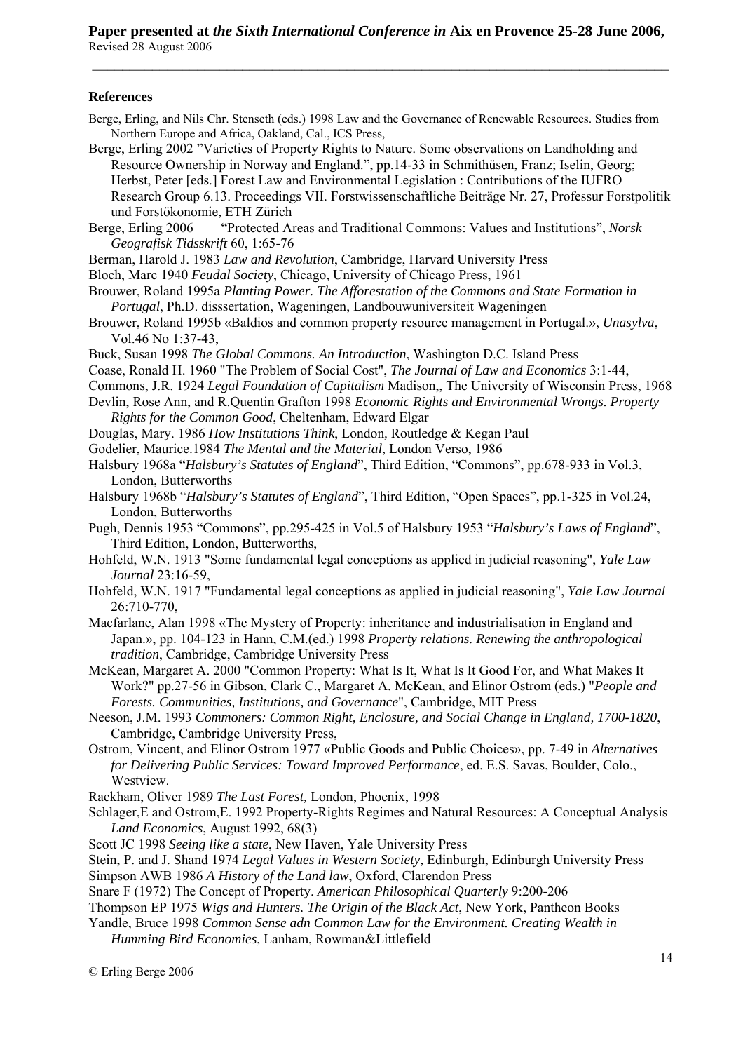## References

Berge, Erling, and Nils Chr. Stenseth (eds.) 1998 Law and the Governance of Renewable Resources. Studies from Northern Europe and Africa, Oakland, Cal., ICS Press,

Berge, Erling 2002 "Varieties of Property Rights to Nature. Some observations on Landholding and Resource Ownership in Norway and England.", pp.14-33 in Schmithüsen, Franz; Iselin, Georg; Herbst, Peter [eds.] Forest Law and Environmental Legislation : Contributions of the IUFRO Research Group 6.13. Proceedings VII. Forstwissenschaftliche Beiträge Nr. 27, Professur Forstpolitik und Forstökonomie, ETH Zürich

Berge, Erling 2006 "Protected Areas and Traditional Commons: Values and Institutions", *Norsk Geografisk Tidsskrift* 60, 1:65-76

Berman, Harold J. 1983 *Law and Revolution*, Cambridge, Harvard University Press

Bloch, Marc 1940 *Feudal Society*, Chicago, University of Chicago Press, 1961

Brouwer, Roland 1995a *Planting Power. The Afforestation of the Commons and State Formation in Portugal*, Ph.D. disssertation, Wageningen, Landbouwuniversiteit Wageningen

Brouwer, Roland 1995b «Baldios and common property resource management in Portugal.», *Unasylva*, Vol.46 No 1:37-43,

Buck, Susan 1998 *The Global Commons. An Introduction*, Washington D.C. Island Press

Coase, Ronald H. 1960 "The Problem of Social Cost", *The Journal of Law and Economics* 3:1-44,

Commons, J.R. 1924 *Legal Foundation of Capitalism* Madison,, The University of Wisconsin Press, 1968

Devlin, Rose Ann, and R.Quentin Grafton 1998 *Economic Rights and Environmental Wrongs. Property Rights for the Common Good*, Cheltenham, Edward Elgar

Douglas, Mary. 1986 *How Institutions Think*, London, Routledge & Kegan Paul

Godelier, Maurice.1984 *The Mental and the Material*, London Verso, 1986

Halsbury 1968a "*Halsbury's Statutes of England*", Third Edition, "Commons", pp.678-933 in Vol.3, London, Butterworths

Halsbury 1968b "*Halsbury's Statutes of England*", Third Edition, "Open Spaces", pp.1-325 in Vol.24, London, Butterworths

Pugh, Dennis 1953 "Commons", pp.295-425 in Vol.5 of Halsbury 1953 "*Halsbury's Laws of England*", Third Edition, London, Butterworths,

Hohfeld, W.N. 1913 "Some fundamental legal conceptions as applied in judicial reasoning", *Yale Law Journal* 23:16-59,

Hohfeld, W.N. 1917 "Fundamental legal conceptions as applied in judicial reasoning", *Yale Law Journal* 26:710-770,

Macfarlane, Alan 1998 «The Mystery of Property: inheritance and industrialisation in England and Japan.», pp. 104-123 in Hann, C.M.(ed.) 1998 *Property relations. Renewing the anthropological tradition*, Cambridge, Cambridge University Press

McKean, Margaret A. 2000 "Common Property: What Is It, What Is It Good For, and What Makes It Work?" pp.27-56 in Gibson, Clark C., Margaret A. McKean, and Elinor Ostrom (eds.) "*People and Forests. Communities, Institutions, and Governance*", Cambridge, MIT Press

Neeson, J.M. 1993 *Commoners: Common Right, Enclosure, and Social Change in England, 1700-1820*, Cambridge, Cambridge University Press,

Ostrom, Vincent, and Elinor Ostrom 1977 «Public Goods and Public Choices», pp. 7-49 in *Alternatives for Delivering Public Services: Toward Improved Performance*, ed. E.S. Savas, Boulder, Colo., Westview.

Rackham, Oliver 1989 *The Last Forest,* London, Phoenix, 1998

Schlager,E and Ostrom,E. 1992 Property-Rights Regimes and Natural Resources: A Conceptual Analysis *Land Economics*, August 1992, 68(3)

Scott JC 1998 *Seeing like a state*, New Haven, Yale University Press

Stein, P. and J. Shand 1974 *Legal Values in Western Society*, Edinburgh, Edinburgh University Press

Simpson AWB 1986 *A History of the Land law*, Oxford, Clarendon Press

Snare F (1972) The Concept of Property. *American Philosophical Quarterly* 9:200-206

Thompson EP 1975 *Wigs and Hunters. The Origin of the Black Act*, New York, Pantheon Books

Yandle, Bruce 1998 *Common Sense adn Common Law for the Environment. Creating Wealth in Humming Bird Economies*, Lanham, Rowman&Littlefield